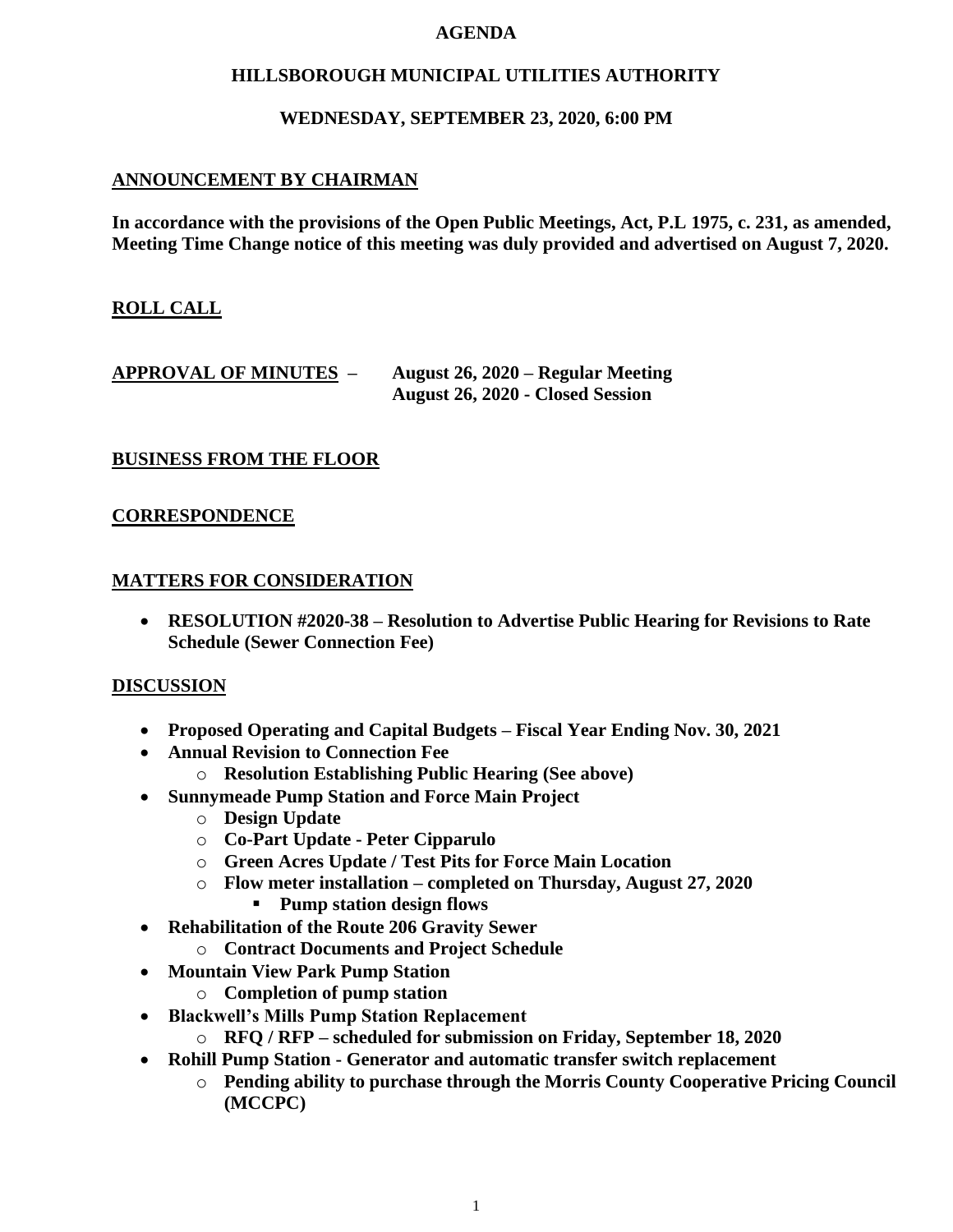**AGENDA**

**HILLSBOROUGH MUNICIPAL UTILITIES AUTHORITY**

**WEDNESDAY, SEPTEMBER 23, 2020, 6:00 PM**

## ANNOUNCEMENT BY CHAIRMAN

**In accordance with the provisions of the Open Public Meetings, Act, P.L 1975, c. 231, as amended, Meeting Time Change notice of this meeting was duly provided and advertised on August 7, 2020.**

## ROLL CALL

## APPROVAL OF MINUTES – August 26, 2020 – Regular Meeting

**August 26, 2020 - Closed Session**

## BUSINESS FROM THE FLOOR

## CORRESPONDENCE

## MATTERS FOR CONSIDERATION

- **RESOLUTION #2020-38 – Resolution to Advertise Public Hearing for Revisions to Rate Schedule (Sewer Connection Fee)**

## DISCUSSION

- **Proposed Operating and Capital Budgets – Fiscal Year Ending Nov. 30, 2021**
- **Annual Revision to Connection Fee**
  - **Resolution Establishing Public Hearing (See above)**
- **Sunnymeade Pump Station and Force Main Project**
  - **Design Update**
  - **Co-Part Update - Peter Cipparulo**
  - **Green Acres Update / Test Pits for Force Main Location**
  - **Flow meter installation – completed on Thursday, August 27, 2020**
    - **Pump station design flows**
- **Rehabilitation of the Route 206 Gravity Sewer**
  - **Contract Documents and Project Schedule**
- **Mountain View Park Pump Station**
  - **Completion of pump station**
- **Blackwell's Mills Pump Station Replacement**
  - **RFQ / RFP – scheduled for submission on Friday, September 18, 2020**
- **Rohill Pump Station - Generator and automatic transfer switch replacement**
  - **Pending ability to purchase through the Morris County Cooperative Pricing Council (MCCPC)**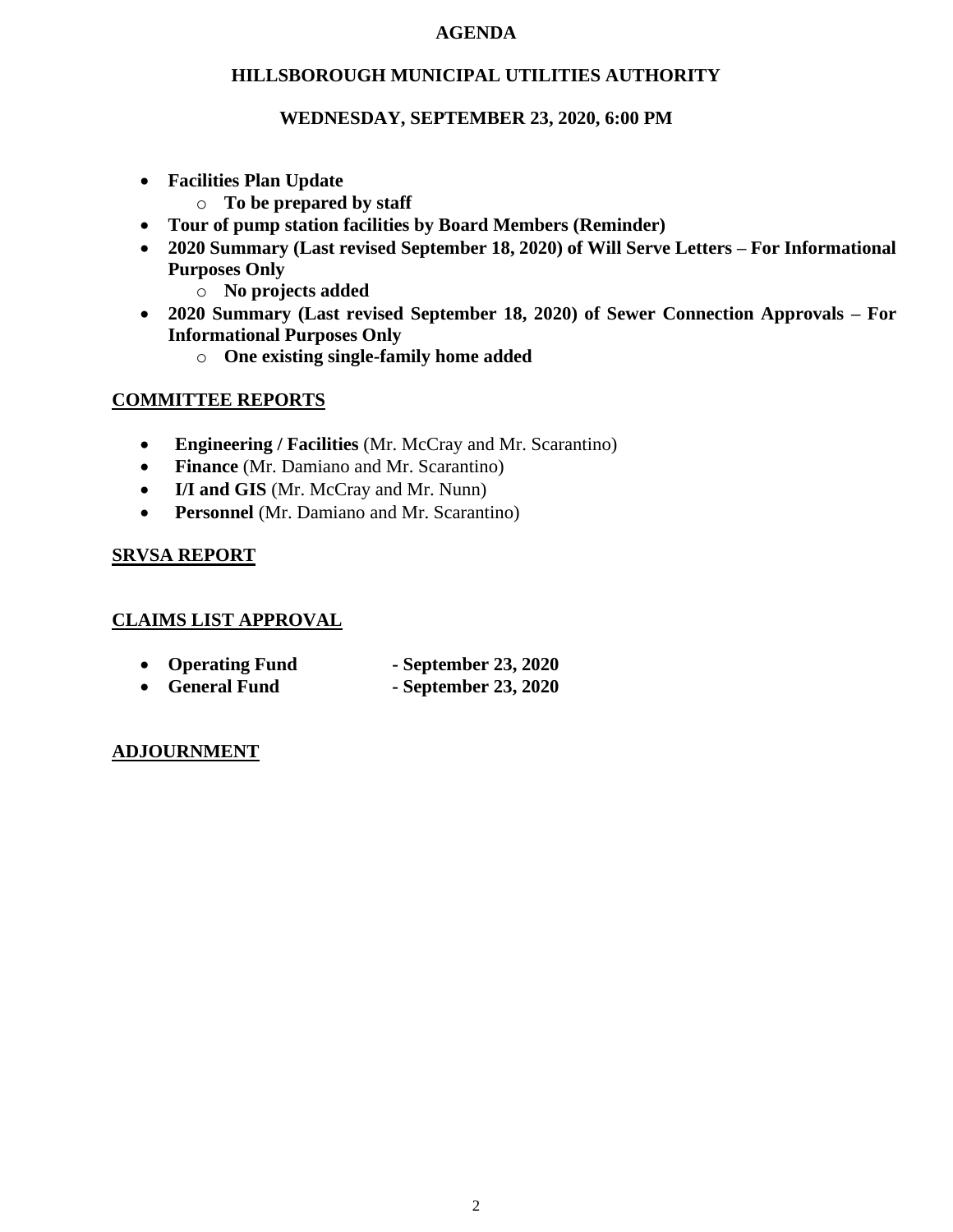**AGENDA**

**HILLSBOROUGH MUNICIPAL UTILITIES AUTHORITY**

**WEDNESDAY, SEPTEMBER 23, 2020, 6:00 PM**

- **Facilities Plan Update**
  - **To be prepared by staff**
- **Tour of pump station facilities by Board Members (Reminder)**
- **2020 Summary (Last revised September 18, 2020) of Will Serve Letters – For Informational Purposes Only**
  - **No projects added**
- **2020 Summary (Last revised September 18, 2020) of Sewer Connection Approvals – For Informational Purposes Only**
  - **One existing single-family home added**

## COMMITTEE REPORTS

- **Engineering / Facilities** (Mr. McCray and Mr. Scarantino)
- **Finance** (Mr. Damiano and Mr. Scarantino)
- **I/I and GIS** (Mr. McCray and Mr. Nunn)
- **Personnel** (Mr. Damiano and Mr. Scarantino)

## SRVSA REPORT

## CLAIMS LIST APPROVAL

- **Operating Fund - September 23, 2020**
- **General Fund - September 23, 2020**

## ADJOURNMENT